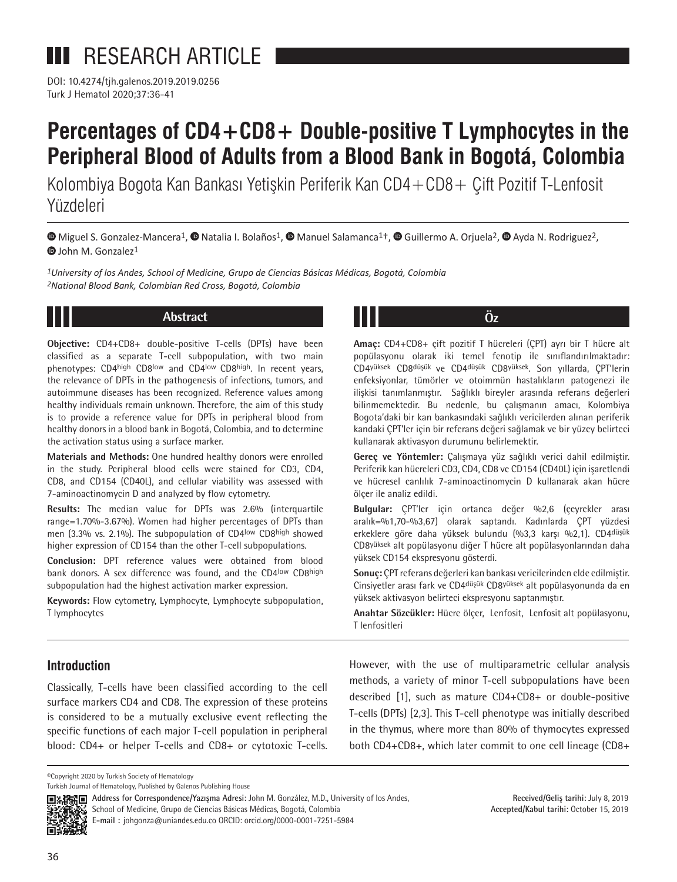# RESEARCH ARTICLE

DOI: 10.4274/tjh.galenos.2019.2019.0256

# Percentages of CD4+CD8+ Double-positive T Lymphocytes in the Peripheral Blood of Adults from a Blood Bank in Bogotá, Colombia

Kolombiya Bogota Kan Bankası Yetişkin Periferik Kan CD4+CD8+ Çift Pozitif T-Lenfosit Yüzdeleri

Miguel S. Gonzalez-Mancera[1], Natalia I. Bolaños[1], Manuel Salamanca[1†], Guillermo A. Orjuela[2], Ayda N. Rodriguez[2], John M. Gonzalez[1]

*[1]University of los Andes, School of Medicine, Grupo de Ciencias Básicas Médicas, Bogotá, Colombia*
*[2]National Blood Bank, Colombian Red Cross, Bogotá, Colombia*

## Abstract

**Objective:** CD4+CD8+ double-positive T-cells (DPTs) have been classified as a separate T-cell subpopulation, with two main phenotypes: $CD4^{high}$ $CD8^{low}$ and $CD4^{low}$ $CD8^{high}$. In recent years, the relevance of DPTs in the pathogenesis of infections, tumors, and autoimmune diseases has been recognized. Reference values among healthy individuals remain unknown. Therefore, the aim of this study is to provide a reference value for DPTs in peripheral blood from healthy donors in a blood bank in Bogotá, Colombia, and to determine the activation status using a surface marker.

**Materials and Methods:** One hundred healthy donors were enrolled in the study. Peripheral blood cells were stained for CD3, CD4, CD8, and CD154 (CD40L), and cellular viability was assessed with 7-aminoactinomycin D and analyzed by flow cytometry.

**Results:** The median value for DPTs was 2.6% (interquartile range=1.70%-3.67%). Women had higher percentages of DPTs than men (3.3% vs. 2.1%). The subpopulation of $CD4^{low}$ $CD8^{high}$ showed higher expression of CD154 than the other T-cell subpopulations.

**Conclusion:** DPT reference values were obtained from blood bank donors. A sex difference was found, and the $CD4^{low}$ $CD8^{high}$ subpopulation had the highest activation marker expression.

**Keywords:** Flow cytometry, Lymphocyte, Lymphocyte subpopulation, T lymphocytes

## Öz

**Amaç:** CD4+CD8+ çift pozitif T hücreleri (ÇPT) ayrı bir T hücre alt popülasyonu olarak iki temel fenotip ile sınıflandırılmaktadır: $CD4^{yüksek}$ $CD8^{düşük}$ ve $CD4^{düşük}$ $CD8^{yüksek}$. Son yıllarda, ÇPT'lerin enfeksiyonlar, tümörler ve otoimmün hastalıkların patogenezi ile ilişkisi tanımlanmıştır. Sağlıklı bireyler arasında referans değerleri bilinmemektedir. Bu nedenle, bu çalışmanın amacı, Kolombiya Bogota'daki bir kan bankasındaki sağlıklı vericilerden alınan periferik kandaki ÇPT'ler için bir referans değeri sağlamak ve bir yüzey belirteci kullanarak aktivasyon durumunu belirlemektir.

**Gereç ve Yöntemler:** Çalışmaya yüz sağlıklı verici dahil edilmiştir. Periferik kan hücreleri CD3, CD4, CD8 ve CD154 (CD40L) için işaretlendi ve hücresel canlılık 7-aminoactinomycin D kullanarak akan hücre ölçer ile analiz edildi.

**Bulgular:** ÇPT'ler için ortanca değer %2,6 (çeyrekler arası aralık=%1,70-%3,67) olarak saptandı. Kadınlarda ÇPT yüzdesi erkeklere göre daha yüksek bulundu (%3,3 karşı %2,1). $CD4^{düşük}$ $CD8^{yüksek}$ alt popülasyonu diğer T hücre alt popülasyonlarından daha yüksek CD154 ekspresyonu gösterdi.

**Sonuç:** ÇPT referans değerleri kan bankası vericilerinden elde edilmiştir. Cinsiyetler arası fark ve $CD4^{düşük}$ $CD8^{yüksek}$ alt popülasyonunda da en yüksek aktivasyon belirteci ekspresyonu saptanmıştır.

**Anahtar Sözcükler:** Hücre ölçer, Lenfosit, Lenfosit alt popülasyonu, T lenfositleri

## Introduction

Classically, T-cells have been classified according to the cell surface markers CD4 and CD8. The expression of these proteins is considered to be a mutually exclusive event reflecting the specific functions of each major T-cell population in peripheral blood: CD4+ or helper T-cells and CD8+ or cytotoxic T-cells. However, with the use of multiparametric cellular analysis methods, a variety of minor T-cell subpopulations have been described [1], such as mature CD4+CD8+ or double-positive T-cells (DPTs) [2,3]. This T-cell phenotype was initially described in the thymus, where more than 80% of thymocytes expressed both CD4+CD8+, which later commit to one cell lineage (CD8+

©Copyright 2020 by Turkish Society of Hematology
Turkish Journal of Hematology, Published by Galenos Publishing House

**Address for Correspondence/Yazışma Adresi:** John M. González, M.D., University of los Andes, School of Medicine, Grupo de Ciencias Básicas Médicas, Bogotá, Colombia
**E-mail :** johgonza@uniandes.edu.co ORCID: orcid.org/0000-0001-7251-5984

**Received/Geliş tarihi:** July 8, 2019
**Accepted/Kabul tarihi:** October 15, 2019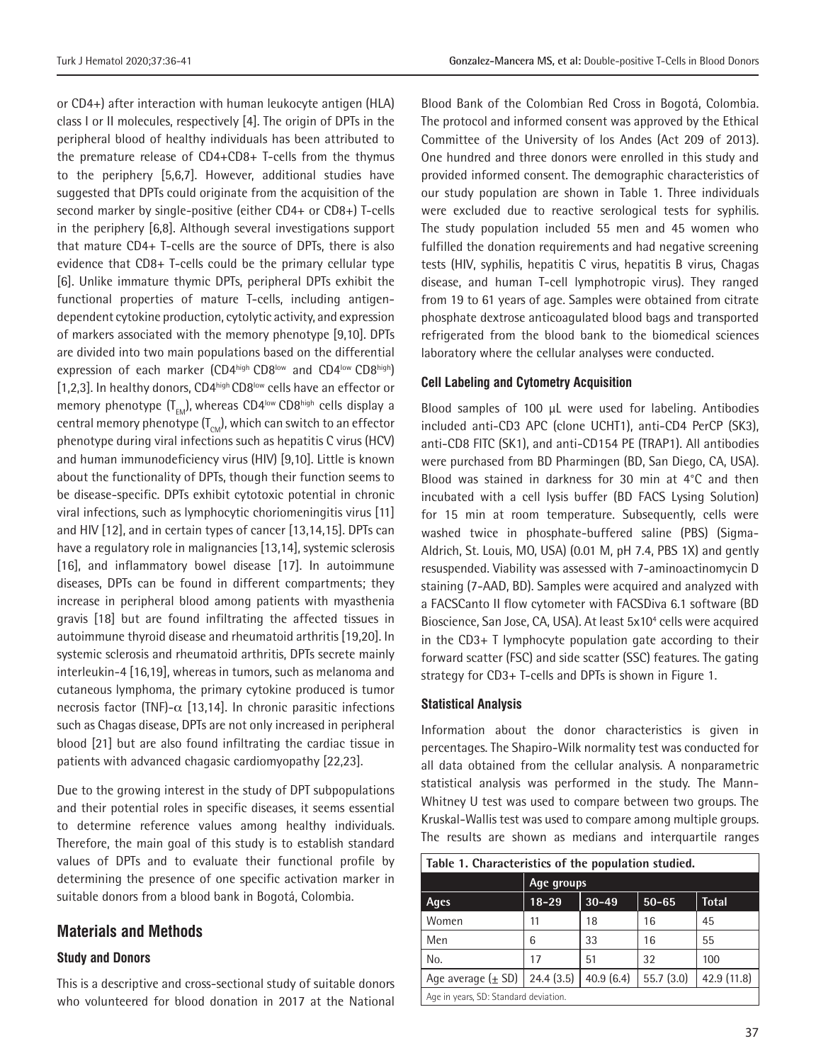or CD4+) after interaction with human leukocyte antigen (HLA) class I or II molecules, respectively [4]. The origin of DPTs in the peripheral blood of healthy individuals has been attributed to the premature release of CD4+CD8+ T-cells from the thymus to the periphery [5,6,7]. However, additional studies have suggested that DPTs could originate from the acquisition of the second marker by single-positive (either CD4+ or CD8+) T-cells in the periphery [6,8]. Although several investigations support that mature CD4+ T-cells are the source of DPTs, there is also evidence that CD8+ T-cells could be the primary cellular type [6]. Unlike immature thymic DPTs, peripheral DPTs exhibit the functional properties of mature T-cells, including antigen-dependent cytokine production, cytolytic activity, and expression of markers associated with the memory phenotype [9,10]. DPTs are divided into two main populations based on the differential expression of each marker ($CD4^{high}$ $CD8^{low}$ and $CD4^{low}$ $CD8^{high}$) [1,2,3]. In healthy donors, $CD4^{high}$ $CD8^{low}$ cells have an effector or memory phenotype ($T_{EM}$), whereas $CD4^{low}$ $CD8^{high}$ cells display a central memory phenotype ($T_{CM}$), which can switch to an effector phenotype during viral infections such as hepatitis C virus (HCV) and human immunodeficiency virus (HIV) [9,10]. Little is known about the functionality of DPTs, though their function seems to be disease-specific. DPTs exhibit cytotoxic potential in chronic viral infections, such as lymphocytic choriomeningitis virus [11] and HIV [12], and in certain types of cancer [13,14,15]. DPTs can have a regulatory role in malignancies [13,14], systemic sclerosis [16], and inflammatory bowel disease [17]. In autoimmune diseases, DPTs can be found in different compartments; they increase in peripheral blood among patients with myasthenia gravis [18] but are found infiltrating the affected tissues in autoimmune thyroid disease and rheumatoid arthritis [19,20]. In systemic sclerosis and rheumatoid arthritis, DPTs secrete mainly interleukin-4 [16,19], whereas in tumors, such as melanoma and cutaneous lymphoma, the primary cytokine produced is tumor necrosis factor (TNF)-$\alpha$ [13,14]. In chronic parasitic infections such as Chagas disease, DPTs are not only increased in peripheral blood [21] but are also found infiltrating the cardiac tissue in patients with advanced chagasic cardiomyopathy [22,23].

Due to the growing interest in the study of DPT subpopulations and their potential roles in specific diseases, it seems essential to determine reference values among healthy individuals. Therefore, the main goal of this study is to establish standard values of DPTs and to evaluate their functional profile by determining the presence of one specific activation marker in suitable donors from a blood bank in Bogotá, Colombia.

## Materials and Methods

### Study and Donors

This is a descriptive and cross-sectional study of suitable donors who volunteered for blood donation in 2017 at the National Blood Bank of the Colombian Red Cross in Bogotá, Colombia. The protocol and informed consent was approved by the Ethical Committee of the University of los Andes (Act 209 of 2013). One hundred and three donors were enrolled in this study and provided informed consent. The demographic characteristics of our study population are shown in Table 1. Three individuals were excluded due to reactive serological tests for syphilis. The study population included 55 men and 45 women who fulfilled the donation requirements and had negative screening tests (HIV, syphilis, hepatitis C virus, hepatitis B virus, Chagas disease, and human T-cell lymphotropic virus). They ranged from 19 to 61 years of age. Samples were obtained from citrate phosphate dextrose anticoagulated blood bags and transported refrigerated from the blood bank to the biomedical sciences laboratory where the cellular analyses were conducted.

### Cell Labeling and Cytometry Acquisition

Blood samples of 100 µL were used for labeling. Antibodies included anti-CD3 APC (clone UCHT1), anti-CD4 PerCP (SK3), anti-CD8 FITC (SK1), and anti-CD154 PE (TRAP1). All antibodies were purchased from BD Pharmingen (BD, San Diego, CA, USA). Blood was stained in darkness for 30 min at 4°C and then incubated with a cell lysis buffer (BD FACS Lysing Solution) for 15 min at room temperature. Subsequently, cells were washed twice in phosphate-buffered saline (PBS) (Sigma-Aldrich, St. Louis, MO, USA) (0.01 M, pH 7.4, PBS 1X) and gently resuspended. Viability was assessed with 7-aminoactinomycin D staining (7-AAD, BD). Samples were acquired and analyzed with a FACSCanto II flow cytometer with FACSDiva 6.1 software (BD Bioscience, San Jose, CA, USA). At least $5x10^4$ cells were acquired in the CD3+ T lymphocyte population gate according to their forward scatter (FSC) and side scatter (SSC) features. The gating strategy for CD3+ T-cells and DPTs is shown in Figure 1.

### Statistical Analysis

Information about the donor characteristics is given in percentages. The Shapiro-Wilk normality test was conducted for all data obtained from the cellular analysis. A nonparametric statistical analysis was performed in the study. The Mann-Whitney U test was used to compare between two groups. The Kruskal-Wallis test was used to compare among multiple groups. The results are shown as medians and interquartile ranges

**Table 1. Characteristics of the population studied.**

| | Age groups | | | |
|---|---|---|---|---|
| Ages | 18-29 | 30-49 | 50-65 | Total |
| Women | 11 | 18 | 16 | 45 |
| Men | 6 | 33 | 16 | 55 |
| No. | 17 | 51 | 32 | 100 |
| Age average (± SD) | 24.4 (3.5) | 40.9 (6.4) | 55.7 (3.0) | 42.9 (11.8) |

Age in years, SD: Standard deviation.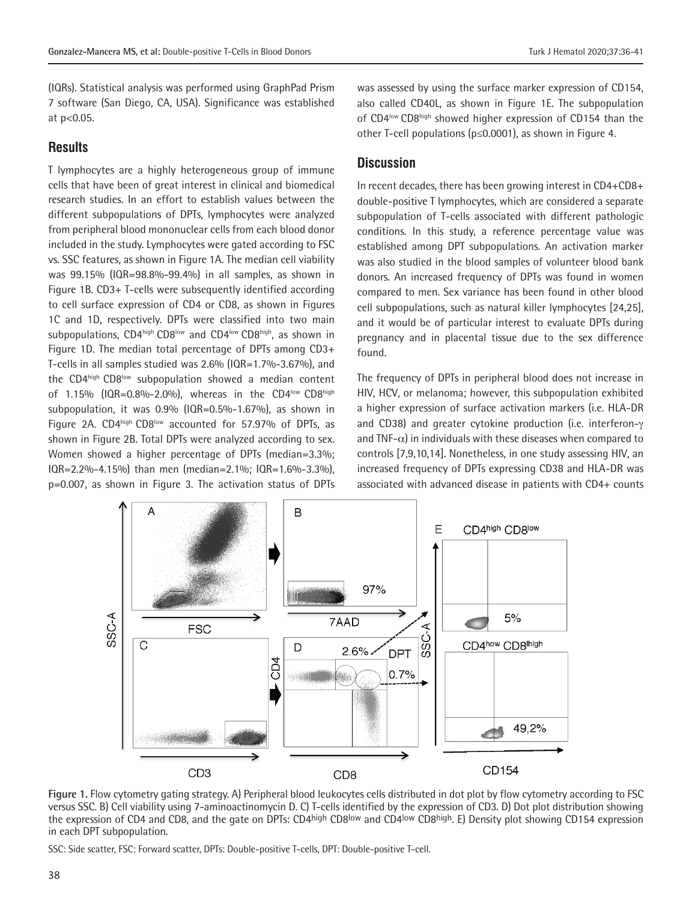(IQRs). Statistical analysis was performed using GraphPad Prism 7 software (San Diego, CA, USA). Significance was established at $p<0.05$.

## Results

T lymphocytes are a highly heterogeneous group of immune cells that have been of great interest in clinical and biomedical research studies. In an effort to establish values between the different subpopulations of DPTs, lymphocytes were analyzed from peripheral blood mononuclear cells from each blood donor included in the study. Lymphocytes were gated according to FSC vs. SSC features, as shown in Figure 1A. The median cell viability was 99.15% (IQR=98.8%-99.4%) in all samples, as shown in Figure 1B. CD3+ T-cells were subsequently identified according to cell surface expression of CD4 or CD8, as shown in Figures 1C and 1D, respectively. DPTs were classified into two main subpopulations, $CD4^{high}$ $CD8^{low}$ and $CD4^{low}$ $CD8^{high}$, as shown in Figure 1D. The median total percentage of DPTs among CD3+ T-cells in all samples studied was 2.6% (IQR=1.7%-3.67%), and the $CD4^{high}$ $CD8^{low}$ subpopulation showed a median content of 1.15% (IQR=0.8%-2.0%), whereas in the $CD4^{low}$ $CD8^{high}$ subpopulation, it was 0.9% (IQR=0.5%-1.67%), as shown in Figure 2A. $CD4^{high}$ $CD8^{low}$ accounted for 57.97% of DPTs, as shown in Figure 2B. Total DPTs were analyzed according to sex. Women showed a higher percentage of DPTs (median=3.3%; IQR=2.2%-4.15%) than men (median=2.1%; IQR=1.6%-3.3%), p=0.007, as shown in Figure 3. The activation status of DPTs was assessed by using the surface marker expression of CD154, also called CD40L, as shown in Figure 1E. The subpopulation of $CD4^{low}$ $CD8^{high}$ showed higher expression of CD154 than the other T-cell populations ($p\leq0.0001$), as shown in Figure 4.

## Discussion

In recent decades, there has been growing interest in CD4+CD8+ double-positive T lymphocytes, which are considered a separate subpopulation of T-cells associated with different pathologic conditions. In this study, a reference percentage value was established among DPT subpopulations. An activation marker was also studied in the blood samples of volunteer blood bank donors. An increased frequency of DPTs was found in women compared to men. Sex variance has been found in other blood cell subpopulations, such as natural killer lymphocytes [24,25], and it would be of particular interest to evaluate DPTs during pregnancy and in placental tissue due to the sex difference found.

The frequency of DPTs in peripheral blood does not increase in HIV, HCV, or melanoma; however, this subpopulation exhibited a higher expression of surface activation markers (i.e. HLA-DR and CD38) and greater cytokine production (i.e. interferon-$\gamma$ and TNF-$\alpha$) in individuals with these diseases when compared to controls [7,9,10,14]. Nonetheless, in one study assessing HIV, an increased frequency of DPTs expressing CD38 and HLA-DR was associated with advanced disease in patients with CD4+ counts

**Figure 1.** Flow cytometry gating strategy. A) Peripheral blood leukocytes cells distributed in dot plot by flow cytometry according to FSC versus SSC. B) Cell viability using 7-aminoactinomycin D. C) T-cells identified by the expression of CD3. D) Dot plot distribution showing the expression of CD4 and CD8, and the gate on DPTs: $CD4^{high}$ $CD8^{low}$ and $CD4^{low}$ $CD8^{high}$. E) Density plot showing CD154 expression in each DPT subpopulation.

SSC: Side scatter, FSC: Forward scatter, DPTs: Double-positive T-cells, DPT: Double-positive T-cell.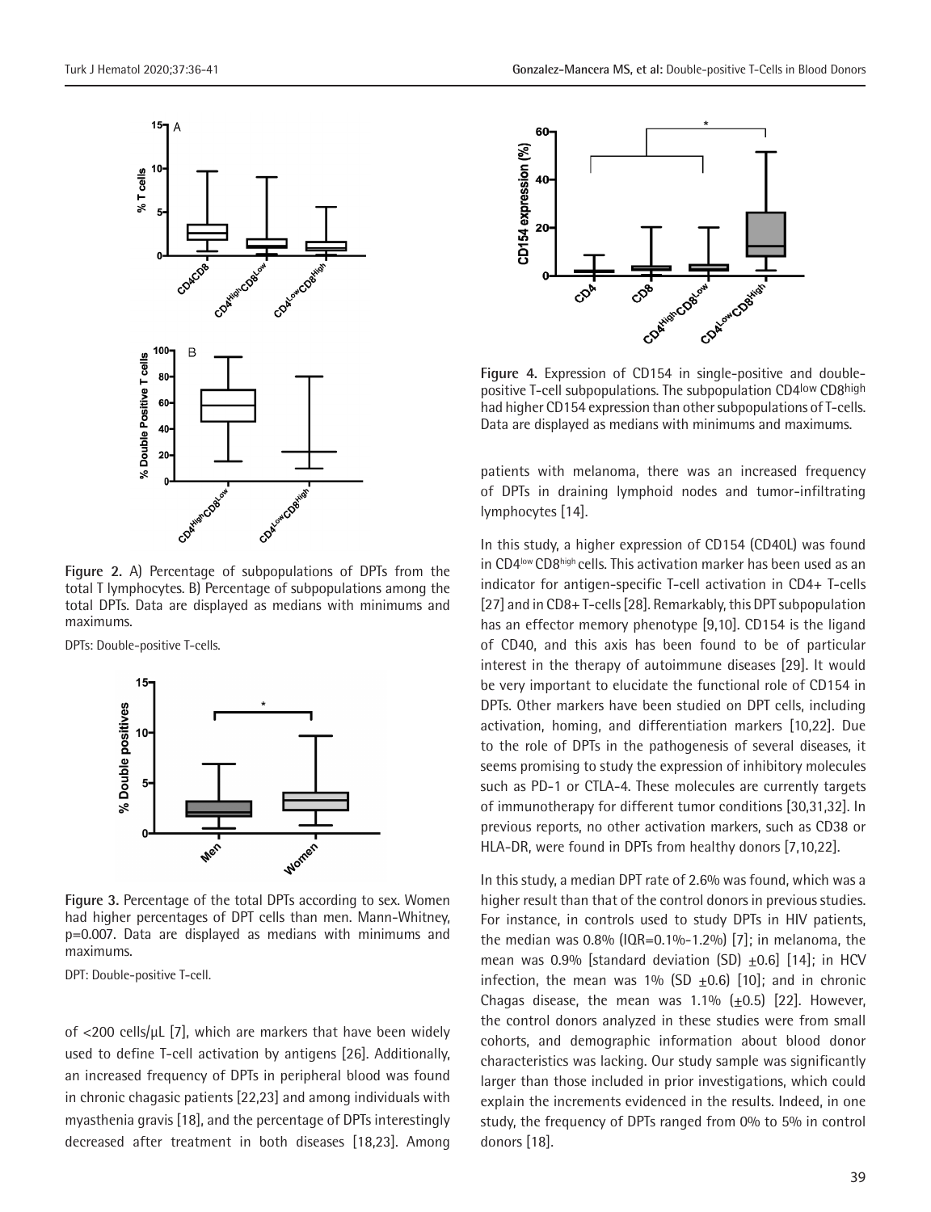Figure 2. A) Percentage of subpopulations of DPTs from the total T lymphocytes. B) Percentage of subpopulations among the total DPTs. Data are displayed as medians with minimums and maximums.

DPTs: Double-positive T-cells.

Figure 3. Percentage of the total DPTs according to sex. Women had higher percentages of DPT cells than men. Mann-Whitney, $p=0.007$. Data are displayed as medians with minimums and maximums.

DPT: Double-positive T-cell.

of <200 cells/µL [7], which are markers that have been widely used to define T-cell activation by antigens [26]. Additionally, an increased frequency of DPTs in peripheral blood was found in chronic chagasic patients [22,23] and among individuals with myasthenia gravis [18], and the percentage of DPTs interestingly decreased after treatment in both diseases [18,23]. Among patients with melanoma, there was an increased frequency of DPTs in draining lymphoid nodes and tumor-infiltrating lymphocytes [14].

Figure 4. Expression of CD154 in single-positive and double-positive T-cell subpopulations. The subpopulation $CD4^{low}$ $CD8^{high}$ had higher CD154 expression than other subpopulations of T-cells. Data are displayed as medians with minimums and maximums.

In this study, a higher expression of CD154 (CD40L) was found in $CD4^{low}$ $CD8^{high}$ cells. This activation marker has been used as an indicator for antigen-specific T-cell activation in CD4+ T-cells [27] and in CD8+ T-cells [28]. Remarkably, this DPT subpopulation has an effector memory phenotype [9,10]. CD154 is the ligand of CD40, and this axis has been found to be of particular interest in the therapy of autoimmune diseases [29]. It would be very important to elucidate the functional role of CD154 in DPTs. Other markers have been studied on DPT cells, including activation, homing, and differentiation markers [10,22]. Due to the role of DPTs in the pathogenesis of several diseases, it seems promising to study the expression of inhibitory molecules such as PD-1 or CTLA-4. These molecules are currently targets of immunotherapy for different tumor conditions [30,31,32]. In previous reports, no other activation markers, such as CD38 or HLA-DR, were found in DPTs from healthy donors [7,10,22].

In this study, a median DPT rate of 2.6% was found, which was a higher result than that of the control donors in previous studies. For instance, in controls used to study DPTs in HIV patients, the median was 0.8% (IQR=0.1%-1.2%) [7]; in melanoma, the mean was 0.9% [standard deviation (SD) ±0.6] [14]; in HCV infection, the mean was 1% (SD ±0.6) [10]; and in chronic Chagas disease, the mean was 1.1% (±0.5) [22]. However, the control donors analyzed in these studies were from small cohorts, and demographic information about blood donor characteristics was lacking. Our study sample was significantly larger than those included in prior investigations, which could explain the increments evidenced in the results. Indeed, in one study, the frequency of DPTs ranged from 0% to 5% in control donors [18].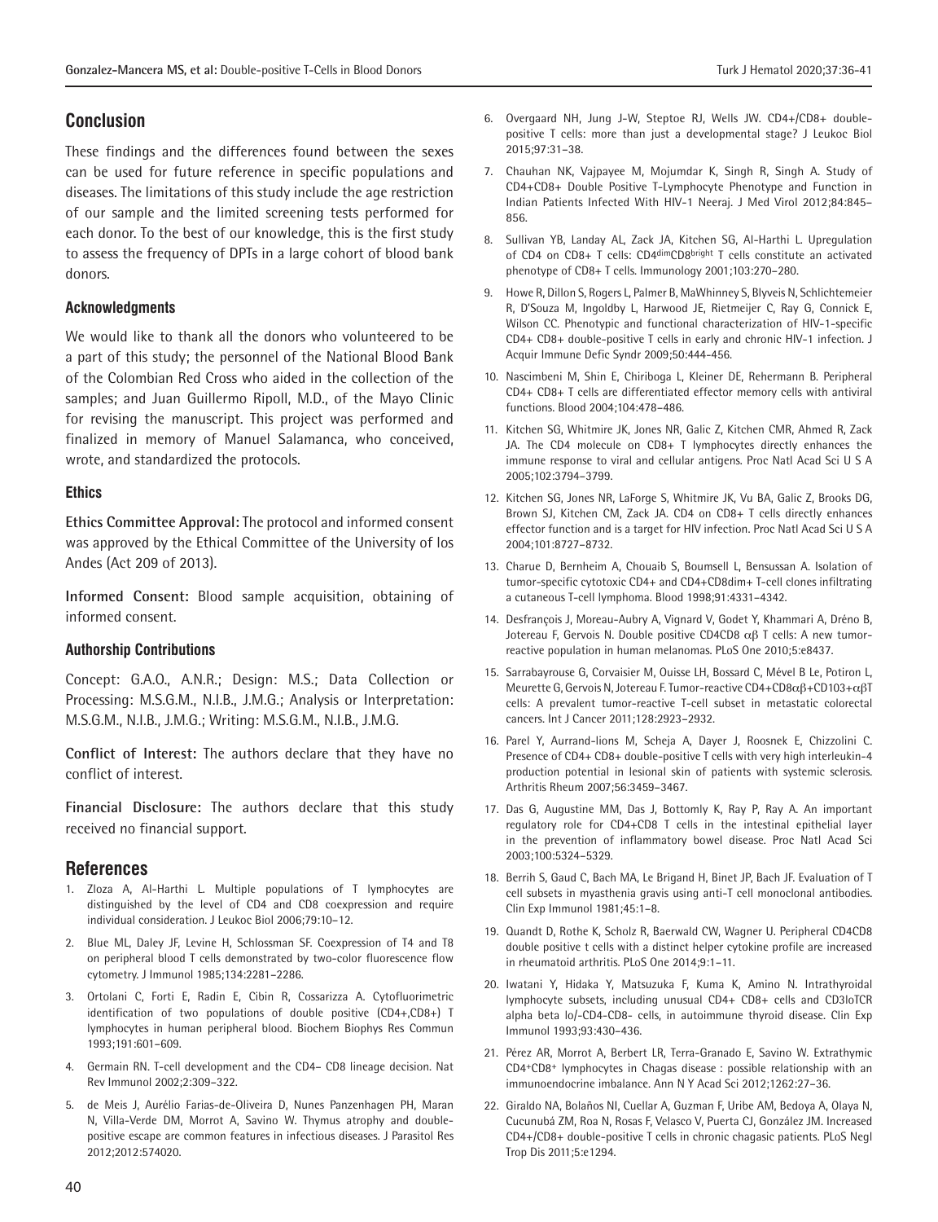## Conclusion

These findings and the differences found between the sexes can be used for future reference in specific populations and diseases. The limitations of this study include the age restriction of our sample and the limited screening tests performed for each donor. To the best of our knowledge, this is the first study to assess the frequency of DPTs in a large cohort of blood bank donors.

### Acknowledgments

We would like to thank all the donors who volunteered to be a part of this study; the personnel of the National Blood Bank of the Colombian Red Cross who aided in the collection of the samples; and Juan Guillermo Ripoll, M.D., of the Mayo Clinic for revising the manuscript. This project was performed and finalized in memory of Manuel Salamanca, who conceived, wrote, and standardized the protocols.

### Ethics

**Ethics Committee Approval:** The protocol and informed consent was approved by the Ethical Committee of the University of los Andes (Act 209 of 2013).

**Informed Consent:** Blood sample acquisition, obtaining of informed consent.

### Authorship Contributions

Concept: G.A.O., A.N.R.; Design: M.S.; Data Collection or Processing: M.S.G.M., N.I.B., J.M.G.; Analysis or Interpretation: M.S.G.M., N.I.B., J.M.G.; Writing: M.S.G.M., N.I.B., J.M.G.

**Conflict of Interest:** The authors declare that they have no conflict of interest.

**Financial Disclosure:** The authors declare that this study received no financial support.

## References

1. Zloza A, Al-Harthi L. Multiple populations of T lymphocytes are distinguished by the level of CD4 and CD8 coexpression and require individual consideration. J Leukoc Biol 2006;79:10–12.
2. Blue ML, Daley JF, Levine H, Schlossman SF. Coexpression of T4 and T8 on peripheral blood T cells demonstrated by two-color fluorescence flow cytometry. J Immunol 1985;134:2281–2286.
3. Ortolani C, Forti E, Radin E, Cibin R, Cossarizza A. Cytofluorimetric identification of two populations of double positive (CD4+,CD8+) T lymphocytes in human peripheral blood. Biochem Biophys Res Commun 1993;191:601–609.
4. Germain RN. T-cell development and the CD4– CD8 lineage decision. Nat Rev Immunol 2002;2:309–322.
5. de Meis J, Aurélio Farias-de-Oliveira D, Nunes Panzenhagen PH, Maran N, Villa-Verde DM, Morrot A, Savino W. Thymus atrophy and double-positive escape are common features in infectious diseases. J Parasitol Res 2012;2012:574020.
6. Overgaard NH, Jung J-W, Steptoe RJ, Wells JW. CD4+/CD8+ double-positive T cells: more than just a developmental stage? J Leukoc Biol 2015;97:31–38.
7. Chauhan NK, Vajpayee M, Mojumdar K, Singh R, Singh A. Study of CD4+CD8+ Double Positive T-Lymphocyte Phenotype and Function in Indian Patients Infected With HIV-1 Neeraj. J Med Virol 2012;84:845–856.
8. Sullivan YB, Landay AL, Zack JA, Kitchen SG, Al-Harthi L. Upregulation of CD4 on CD8+ T cells: CD4$^{dim}$CD8$^{bright}$ T cells constitute an activated phenotype of CD8+ T cells. Immunology 2001;103:270–280.
9. Howe R, Dillon S, Rogers L, Palmer B, MaWhinney S, Blyveis N, Schlichtemeier R, D'Souza M, Ingoldby L, Harwood JE, Rietmeijer C, Ray G, Connick E, Wilson CC. Phenotypic and functional characterization of HIV-1-specific CD4+ CD8+ double-positive T cells in early and chronic HIV-1 infection. J Acquir Immune Defic Syndr 2009;50:444-456.
10. Nascimbeni M, Shin E, Chiriboga L, Kleiner DE, Rehermann B. Peripheral CD4+ CD8+ T cells are differentiated effector memory cells with antiviral functions. Blood 2004;104:478–486.
11. Kitchen SG, Whitmire JK, Jones NR, Galic Z, Kitchen CMR, Ahmed R, Zack JA. The CD4 molecule on CD8+ T lymphocytes directly enhances the immune response to viral and cellular antigens. Proc Natl Acad Sci U S A 2005;102:3794–3799.
12. Kitchen SG, Jones NR, LaForge S, Whitmire JK, Vu BA, Galic Z, Brooks DG, Brown SJ, Kitchen CM, Zack JA. CD4 on CD8+ T cells directly enhances effector function and is a target for HIV infection. Proc Natl Acad Sci U S A 2004;101:8727–8732.
13. Charue D, Bernheim A, Chouaib S, Boumsell L, Bensussan A. Isolation of tumor-specific cytotoxic CD4+ and CD4+CD8dim+ T-cell clones infiltrating a cutaneous T-cell lymphoma. Blood 1998;91:4331–4342.
14. Desfrançois J, Moreau-Aubry A, Vignard V, Godet Y, Khammari A, Dréno B, Jotereau F, Gervois N. Double positive CD4CD8 $\alpha\beta$ T cells: A new tumor-reactive population in human melanomas. PLoS One 2010;5:e8437.
15. Sarrabayrouse G, Corvaisier M, Ouisse LH, Bossard C, Mével B Le, Potiron L, Meurette G, Gervois N, Jotereau F. Tumor-reactive CD4+CD8$\alpha\beta$+CD103+$\alpha\beta$T cells: A prevalent tumor-reactive T-cell subset in metastatic colorectal cancers. Int J Cancer 2011;128:2923–2932.
16. Parel Y, Aurrand-lions M, Scheja A, Dayer J, Roosnek E, Chizzolini C. Presence of CD4+ CD8+ double-positive T cells with very high interleukin-4 production potential in lesional skin of patients with systemic sclerosis. Arthritis Rheum 2007;56:3459–3467.
17. Das G, Augustine MM, Das J, Bottomly K, Ray P, Ray A. An important regulatory role for CD4+CD8 T cells in the intestinal epithelial layer in the prevention of inflammatory bowel disease. Proc Natl Acad Sci 2003;100:5324–5329.
18. Berrih S, Gaud C, Bach MA, Le Brigand H, Binet JP, Bach JF. Evaluation of T cell subsets in myasthenia gravis using anti-T cell monoclonal antibodies. Clin Exp Immunol 1981;45:1–8.
19. Quandt D, Rothe K, Scholz R, Baerwald CW, Wagner U. Peripheral CD4CD8 double positive t cells with a distinct helper cytokine profile are increased in rheumatoid arthritis. PLoS One 2014;9:1–11.
20. Iwatani Y, Hidaka Y, Matsuzuka F, Kuma K, Amino N. Intrathyroidal lymphocyte subsets, including unusual CD4+ CD8+ cells and CD3loTCR alpha beta lo/-CD4-CD8- cells, in autoimmune thyroid disease. Clin Exp Immunol 1993;93:430–436.
21. Pérez AR, Morrot A, Berbert LR, Terra-Granado E, Savino W. Extrathymic CD4$^+$CD8$^+$ lymphocytes in Chagas disease : possible relationship with an immunoendocrine imbalance. Ann N Y Acad Sci 2012;1262:27–36.
22. Giraldo NA, Bolaños NI, Cuellar A, Guzman F, Uribe AM, Bedoya A, Olaya N, Cucunubá ZM, Roa N, Rosas F, Velasco V, Puerta CJ, González JM. Increased CD4+/CD8+ double-positive T cells in chronic chagasic patients. PLoS Negl Trop Dis 2011;5:e1294.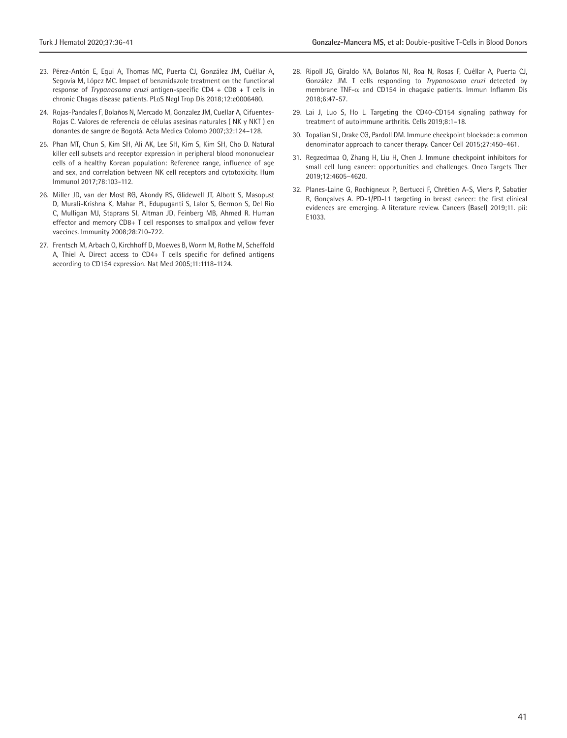23. Pérez-Antón E, Egui A, Thomas MC, Puerta CJ, González JM, Cuéllar A, Segovia M, López MC. Impact of benznidazole treatment on the functional response of *Trypanosoma cruzi* antigen-specific CD4 + CD8 + T cells in chronic Chagas disease patients. PLoS Negl Trop Dis 2018;12:e0006480.

24. Rojas-Pandales F, Bolaños N, Mercado M, Gonzalez JM, Cuellar A, Cifuentes-Rojas C. Valores de referencia de células asesinas naturales ( NK y NKT ) en donantes de sangre de Bogotá. Acta Medica Colomb 2007;32:124–128.

25. Phan MT, Chun S, Kim SH, Ali AK, Lee SH, Kim S, Kim SH, Cho D. Natural killer cell subsets and receptor expression in peripheral blood mononuclear cells of a healthy Korean population: Reference range, influence of age and sex, and correlation between NK cell receptors and cytotoxicity. Hum Immunol 2017;78:103-112.

26. Miller JD, van der Most RG, Akondy RS, Glidewell JT, Albott S, Masopust D, Murali-Krishna K, Mahar PL, Edupuganti S, Lalor S, Germon S, Del Rio C, Mulligan MJ, Staprans SI, Altman JD, Feinberg MB, Ahmed R. Human effector and memory CD8+ T cell responses to smallpox and yellow fever vaccines. Immunity 2008;28:710-722.

27. Frentsch M, Arbach O, Kirchhoff D, Moewes B, Worm M, Rothe M, Scheffold A, Thiel A. Direct access to CD4+ T cells specific for defined antigens according to CD154 expression. Nat Med 2005;11:1118-1124.

28. Ripoll JG, Giraldo NA, Bolaños NI, Roa N, Rosas F, Cuéllar A, Puerta CJ, González JM. T cells responding to *Trypanosoma cruzi* detected by membrane TNF-$\alpha$ and CD154 in chagasic patients. Immun Inflamm Dis 2018;6:47-57.

29. Lai J, Luo S, Ho L. Targeting the CD40-CD154 signaling pathway for treatment of autoimmune arthritis. Cells 2019;8:1–18.

30. Topalian SL, Drake CG, Pardoll DM. Immune checkpoint blockade: a common denominator approach to cancer therapy. Cancer Cell 2015;27:450–461.

31. Regzedmaa O, Zhang H, Liu H, Chen J. Immune checkpoint inhibitors for small cell lung cancer: opportunities and challenges. Onco Targets Ther 2019;12:4605–4620.

32. Planes-Laine G, Rochigneux P, Bertucci F, Chrétien A-S, Viens P, Sabatier R, Gonçalves A. PD-1/PD-L1 targeting in breast cancer: the first clinical evidences are emerging. A literature review. Cancers (Basel) 2019;11. pii: E1033.